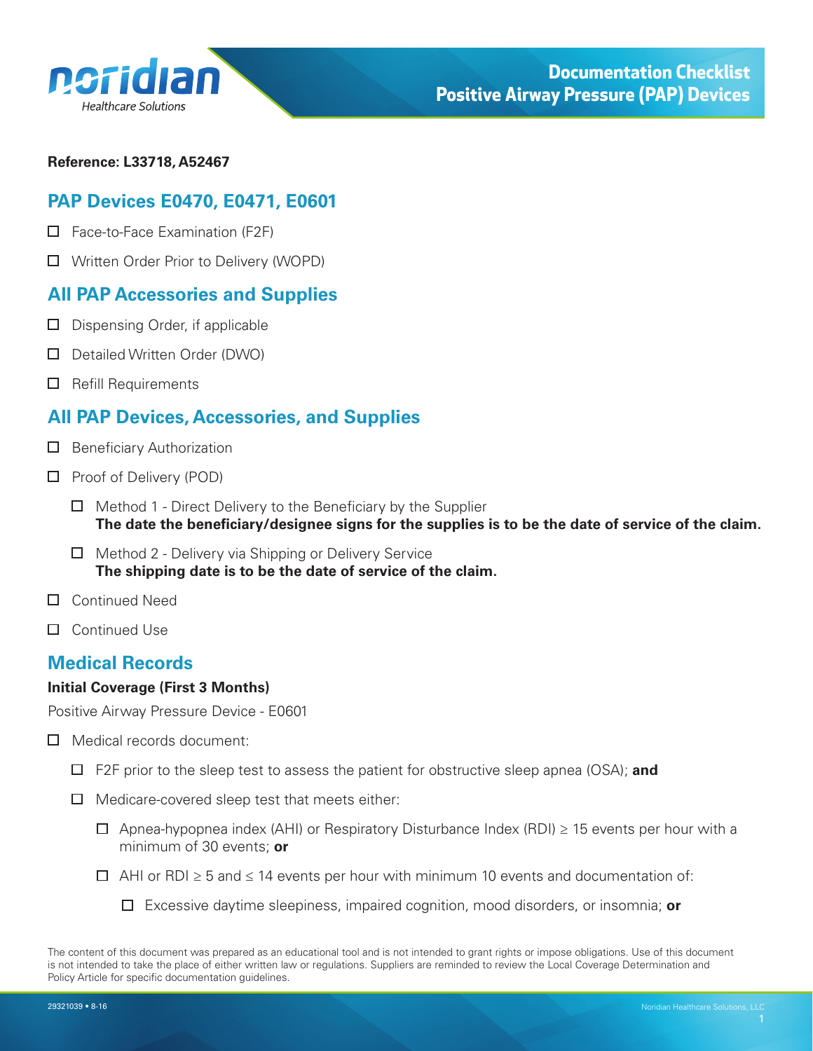# Documentation Checklist Positive Airway Pressure (PAP) Devices

**Reference: L33718, A52467**

## PAP Devices E0470, E0471, E0601

- ☐ Face-to-Face Examination (F2F)
- ☐ Written Order Prior to Delivery (WOPD)

## All PAP Accessories and Supplies

- ☐ Dispensing Order, if applicable
- ☐ Detailed Written Order (DWO)
- ☐ Refill Requirements

## All PAP Devices, Accessories, and Supplies

- ☐ Beneficiary Authorization
- ☐ Proof of Delivery (POD)
  - ☐ Method 1 - Direct Delivery to the Beneficiary by the Supplier
    **The date the beneficiary/designee signs for the supplies is to be the date of service of the claim.**
  - ☐ Method 2 - Delivery via Shipping or Delivery Service
    **The shipping date is to be the date of service of the claim.**
- ☐ Continued Need
- ☐ Continued Use

## Medical Records

**Initial Coverage (First 3 Months)**

Positive Airway Pressure Device - E0601

- ☐ Medical records document:
  - ☐ F2F prior to the sleep test to assess the patient for obstructive sleep apnea (OSA); **and**
  - ☐ Medicare-covered sleep test that meets either:
    - ☐ Apnea-hypopnea index (AHI) or Respiratory Disturbance Index (RDI) ≥ 15 events per hour with a minimum of 30 events; **or**
    - ☐ AHI or RDI ≥ 5 and ≤ 14 events per hour with minimum 10 events and documentation of:
      - ☐ Excessive daytime sleepiness, impaired cognition, mood disorders, or insomnia; **or**

The content of this document was prepared as an educational tool and is not intended to grant rights or impose obligations. Use of this document is not intended to take the place of either written law or regulations. Suppliers are reminded to review the Local Coverage Determination and Policy Article for specific documentation guidelines.

29321039 • 8-16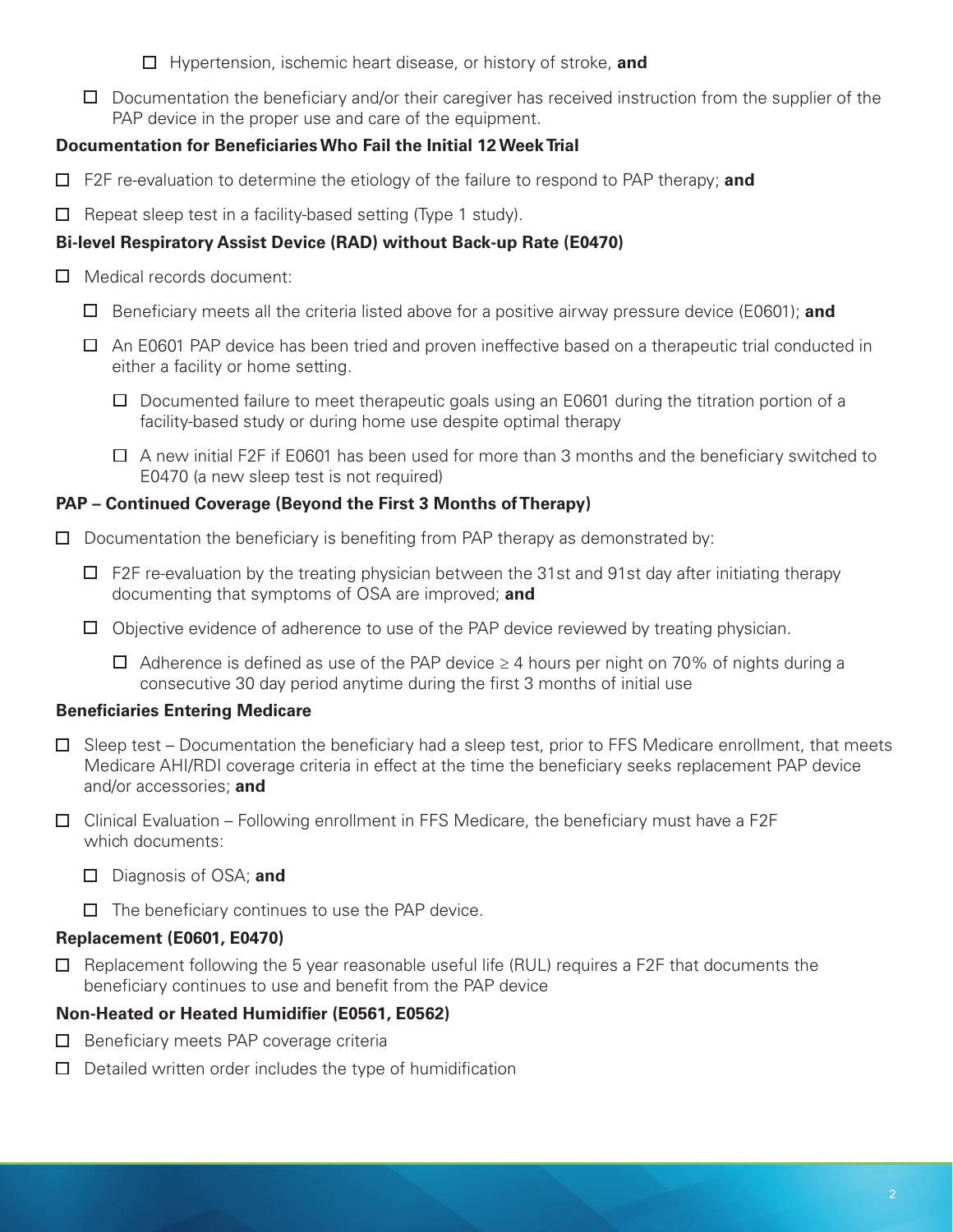- ☐ Hypertension, ischemic heart disease, or history of stroke, **and**
- ☐ Documentation the beneficiary and/or their caregiver has received instruction from the supplier of the PAP device in the proper use and care of the equipment.

**Documentation for Beneficiaries Who Fail the Initial 12 Week Trial**

- ☐ F2F re-evaluation to determine the etiology of the failure to respond to PAP therapy; **and**
- ☐ Repeat sleep test in a facility-based setting (Type 1 study).

**Bi-level Respiratory Assist Device (RAD) without Back-up Rate (E0470)**

- ☐ Medical records document:
  - ☐ Beneficiary meets all the criteria listed above for a positive airway pressure device (E0601); **and**
  - ☐ An E0601 PAP device has been tried and proven ineffective based on a therapeutic trial conducted in either a facility or home setting.
    - ☐ Documented failure to meet therapeutic goals using an E0601 during the titration portion of a facility-based study or during home use despite optimal therapy
    - ☐ A new initial F2F if E0601 has been used for more than 3 months and the beneficiary switched to E0470 (a new sleep test is not required)

**PAP – Continued Coverage (Beyond the First 3 Months of Therapy)**

- ☐ Documentation the beneficiary is benefiting from PAP therapy as demonstrated by:
  - ☐ F2F re-evaluation by the treating physician between the 31st and 91st day after initiating therapy documenting that symptoms of OSA are improved; **and**
  - ☐ Objective evidence of adherence to use of the PAP device reviewed by treating physician.
    - ☐ Adherence is defined as use of the PAP device ≥ 4 hours per night on 70% of nights during a consecutive 30 day period anytime during the first 3 months of initial use

**Beneficiaries Entering Medicare**

- ☐ Sleep test – Documentation the beneficiary had a sleep test, prior to FFS Medicare enrollment, that meets Medicare AHI/RDI coverage criteria in effect at the time the beneficiary seeks replacement PAP device and/or accessories; **and**
- ☐ Clinical Evaluation – Following enrollment in FFS Medicare, the beneficiary must have a F2F which documents:
  - ☐ Diagnosis of OSA; **and**
  - ☐ The beneficiary continues to use the PAP device.

**Replacement (E0601, E0470)**

- ☐ Replacement following the 5 year reasonable useful life (RUL) requires a F2F that documents the beneficiary continues to use and benefit from the PAP device

**Non-Heated or Heated Humidifier (E0561, E0562)**

- ☐ Beneficiary meets PAP coverage criteria
- ☐ Detailed written order includes the type of humidification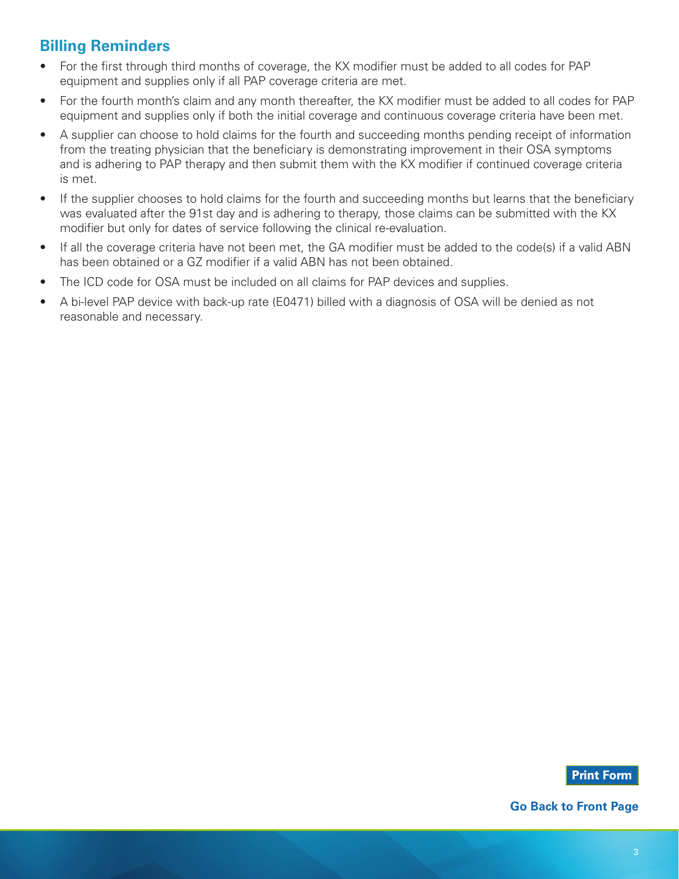## Billing Reminders

- For the first through third months of coverage, the KX modifier must be added to all codes for PAP equipment and supplies only if all PAP coverage criteria are met.
- For the fourth month's claim and any month thereafter, the KX modifier must be added to all codes for PAP equipment and supplies only if both the initial coverage and continuous coverage criteria have been met.
- A supplier can choose to hold claims for the fourth and succeeding months pending receipt of information from the treating physician that the beneficiary is demonstrating improvement in their OSA symptoms and is adhering to PAP therapy and then submit them with the KX modifier if continued coverage criteria is met.
- If the supplier chooses to hold claims for the fourth and succeeding months but learns that the beneficiary was evaluated after the 91st day and is adhering to therapy, those claims can be submitted with the KX modifier but only for dates of service following the clinical re-evaluation.
- If all the coverage criteria have not been met, the GA modifier must be added to the code(s) if a valid ABN has been obtained or a GZ modifier if a valid ABN has not been obtained.
- The ICD code for OSA must be included on all claims for PAP devices and supplies.
- A bi-level PAP device with back-up rate (E0471) billed with a diagnosis of OSA will be denied as not reasonable and necessary.

**Print Form**

**Go Back to Front Page**